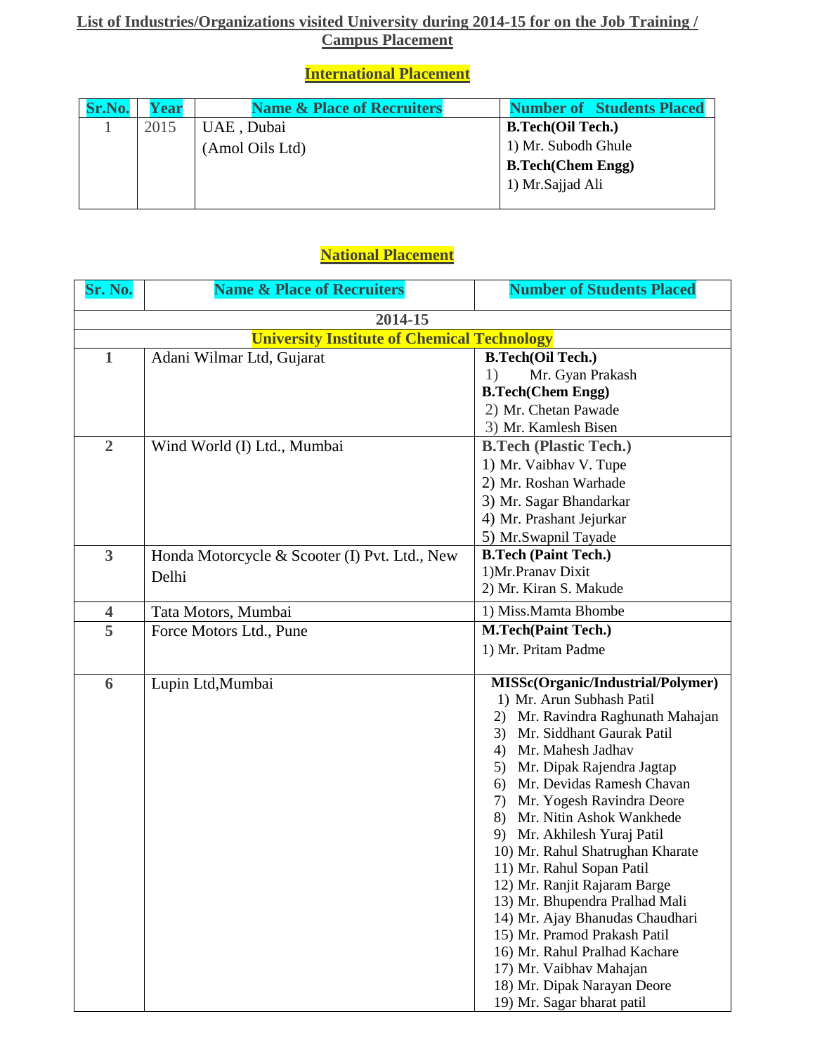# List of Industries/Organizations visited University during 2014-15 for on the Job Training / Campus Placement

## International Placement

| Sr.No. | Year | Name & Place of Recruiters | Number of Students Placed |
|---|---|---|---|
| 1 | 2015 | UAE , Dubai<br>(Amol Oils Ltd) | **B.Tech(Oil Tech.)**<br>1) Mr. Subodh Ghule<br>**B.Tech(Chem Engg)**<br>1) Mr.Sajjad Ali |

## National Placement

| Sr. No. | Name & Place of Recruiters | Number of Students Placed |
|---|---|---|
| **2014-15** | | |
| **University Institute of Chemical Technology** | | |
| 1 | Adani Wilmar Ltd, Gujarat | **B.Tech(Oil Tech.)**<br>1) Mr. Gyan Prakash<br>**B.Tech(Chem Engg)**<br>2) Mr. Chetan Pawade<br>3) Mr. Kamlesh Bisen |
| 2 | Wind World (I) Ltd., Mumbai | **B.Tech (Plastic Tech.)**<br>1) Mr. Vaibhav V. Tupe<br>2) Mr. Roshan Warhade<br>3) Mr. Sagar Bhandarkar<br>4) Mr. Prashant Jejurkar<br>5) Mr.Swapnil Tayade |
| 3 | Honda Motorcycle & Scooter (I) Pvt. Ltd., New Delhi | **B.Tech (Paint Tech.)**<br>1)Mr.Pranav Dixit<br>2) Mr. Kiran S. Makude |
| 4 | Tata Motors, Mumbai | 1) Miss.Mamta Bhombe |
| 5 | Force Motors Ltd., Pune | **M.Tech(Paint Tech.)**<br>1) Mr. Pritam Padme |
| 6 | Lupin Ltd,Mumbai | **MISSc(Organic/Industrial/Polymer)**<br>1) Mr. Arun Subhash Patil<br>2) Mr. Ravindra Raghunath Mahajan<br>3) Mr. Siddhant Gaurak Patil<br>4) Mr. Mahesh Jadhav<br>5) Mr. Dipak Rajendra Jagtap<br>6) Mr. Devidas Ramesh Chavan<br>7) Mr. Yogesh Ravindra Deore<br>8) Mr. Nitin Ashok Wankhede<br>9) Mr. Akhilesh Yuraj Patil<br>10) Mr. Rahul Shatrughan Kharate<br>11) Mr. Rahul Sopan Patil<br>12) Mr. Ranjit Rajaram Barge<br>13) Mr. Bhupendra Pralhad Mali<br>14) Mr. Ajay Bhanudas Chaudhari<br>15) Mr. Pramod Prakash Patil<br>16) Mr. Rahul Pralhad Kachare<br>17) Mr. Vaibhav Mahajan<br>18) Mr. Dipak Narayan Deore<br>19) Mr. Sagar bharat patil |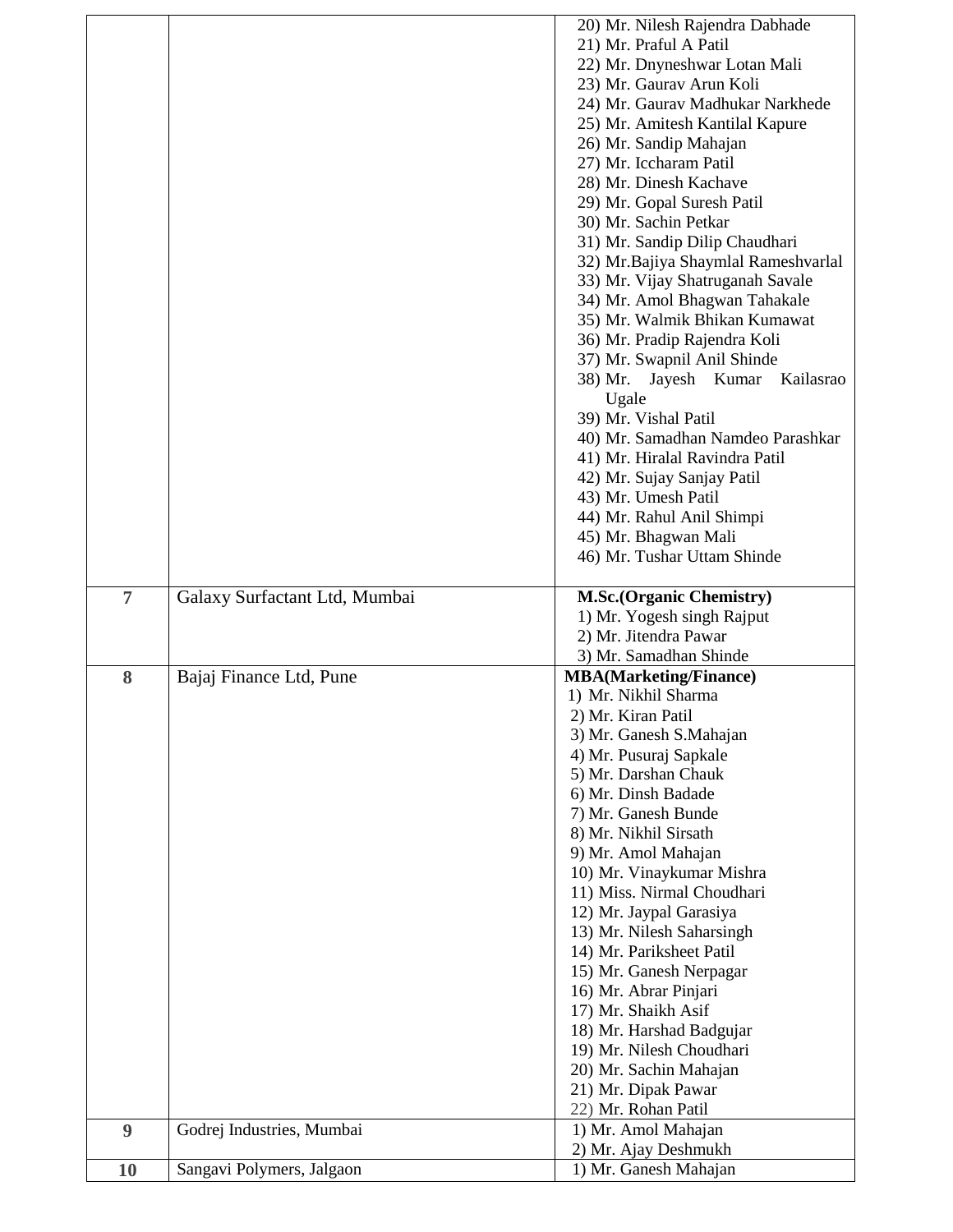| | | |
|---|---|---|
| | | 20) Mr. Nilesh Rajendra Dabhade<br>21) Mr. Praful A Patil<br>22) Mr. Dnyneshwar Lotan Mali<br>23) Mr. Gaurav Arun Koli<br>24) Mr. Gaurav Madhukar Narkhede<br>25) Mr. Amitesh Kantilal Kapure<br>26) Mr. Sandip Mahajan<br>27) Mr. Iccharam Patil<br>28) Mr. Dinesh Kachave<br>29) Mr. Gopal Suresh Patil<br>30) Mr. Sachin Petkar<br>31) Mr. Sandip Dilip Chaudhari<br>32) Mr.Bajiya Shaymlal Rameshvarlal<br>33) Mr. Vijay Shatruganah Savale<br>34) Mr. Amol Bhagwan Tahakale<br>35) Mr. Walmik Bhikan Kumawat<br>36) Mr. Pradip Rajendra Koli<br>37) Mr. Swapnil Anil Shinde<br>38) Mr. Jayesh Kumar Kailasrao Ugale<br>39) Mr. Vishal Patil<br>40) Mr. Samadhan Namdeo Parashkar<br>41) Mr. Hiralal Ravindra Patil<br>42) Mr. Sujay Sanjay Patil<br>43) Mr. Umesh Patil<br>44) Mr. Rahul Anil Shimpi<br>45) Mr. Bhagwan Mali<br>46) Mr. Tushar Uttam Shinde |
| **7** | Galaxy Surfactant Ltd, Mumbai | **M.Sc.(Organic Chemistry)**<br>1) Mr. Yogesh singh Rajput<br>2) Mr. Jitendra Pawar<br>3) Mr. Samadhan Shinde |
| **8** | Bajaj Finance Ltd, Pune | **MBA(Marketing/Finance)**<br>1) Mr. Nikhil Sharma<br>2) Mr. Kiran Patil<br>3) Mr. Ganesh S.Mahajan<br>4) Mr. Pusuraj Sapkale<br>5) Mr. Darshan Chauk<br>6) Mr. Dinsh Badade<br>7) Mr. Ganesh Bunde<br>8) Mr. Nikhil Sirsath<br>9) Mr. Amol Mahajan<br>10) Mr. Vinaykumar Mishra<br>11) Miss. Nirmal Choudhari<br>12) Mr. Jaypal Garasiya<br>13) Mr. Nilesh Saharsingh<br>14) Mr. Pariksheet Patil<br>15) Mr. Ganesh Nerpagar<br>16) Mr. Abrar Pinjari<br>17) Mr. Shaikh Asif<br>18) Mr. Harshad Badgujar<br>19) Mr. Nilesh Choudhari<br>20) Mr. Sachin Mahajan<br>21) Mr. Dipak Pawar<br>22) Mr. Rohan Patil |
| **9** | Godrej Industries, Mumbai | 1) Mr. Amol Mahajan<br>2) Mr. Ajay Deshmukh |
| **10** | Sangavi Polymers, Jalgaon | 1) Mr. Ganesh Mahajan |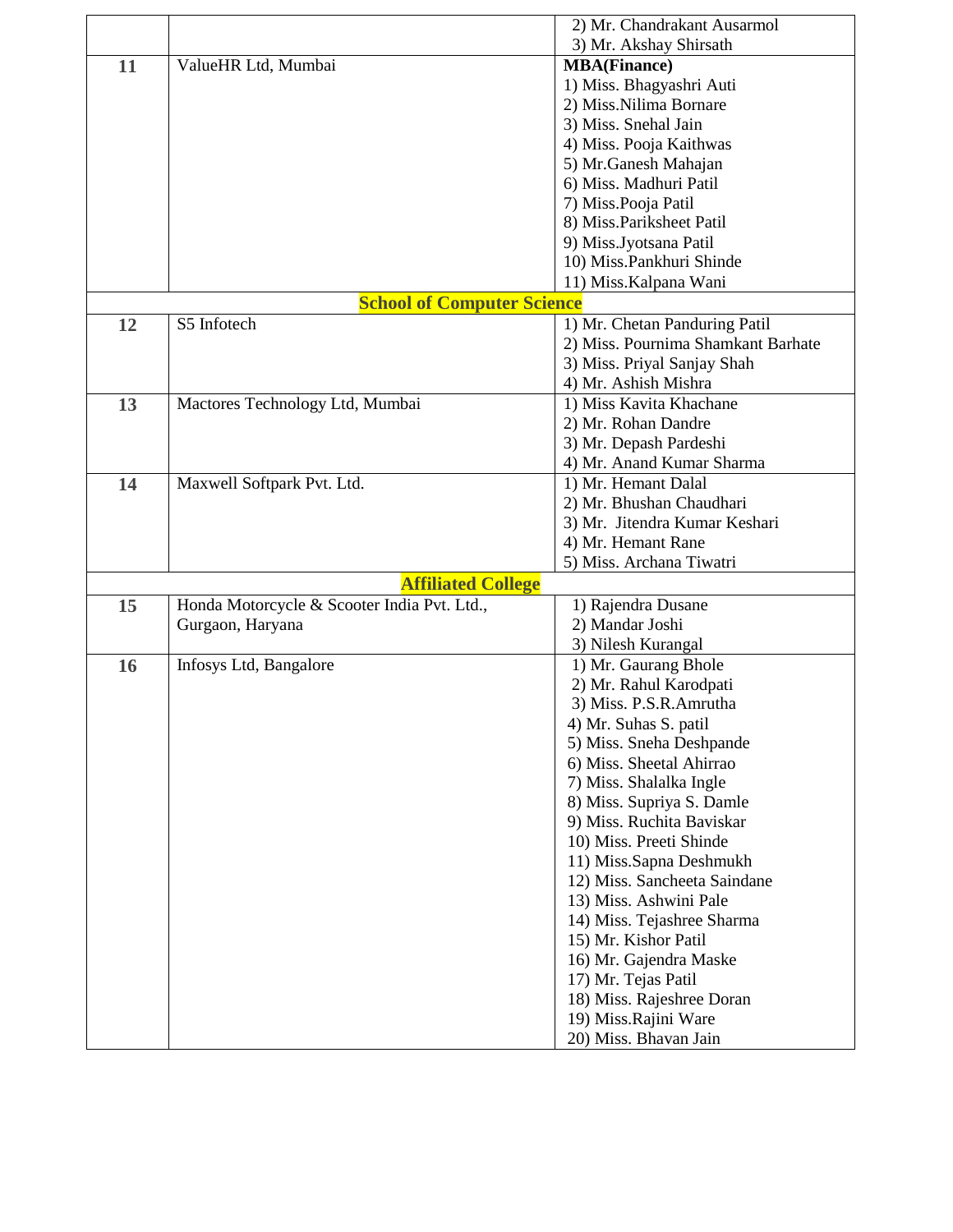| | | |
|---|---|---|
| | | 2) Mr. Chandrakant Ausarmol<br>3) Mr. Akshay Shirsath |
| **11** | ValueHR Ltd, Mumbai | **MBA(Finance)**<br>1) Miss. Bhagyashri Auti<br>2) Miss.Nilima Bornare<br>3) Miss. Snehal Jain<br>4) Miss. Pooja Kaithwas<br>5) Mr.Ganesh Mahajan<br>6) Miss. Madhuri Patil<br>7) Miss.Pooja Patil<br>8) Miss.Pariksheet Patil<br>9) Miss.Jyotsana Patil<br>10) Miss.Pankhuri Shinde<br>11) Miss.Kalpana Wani |
| | **School of Computer Science** | |
| **12** | S5 Infotech | 1) Mr. Chetan Panduring Patil<br>2) Miss. Pournima Shamkant Barhate<br>3) Miss. Priyal Sanjay Shah<br>4) Mr. Ashish Mishra |
| **13** | Mactores Technology Ltd, Mumbai | 1) Miss Kavita Khachane<br>2) Mr. Rohan Dandre<br>3) Mr. Depash Pardeshi<br>4) Mr. Anand Kumar Sharma |
| **14** | Maxwell Softpark Pvt. Ltd. | 1) Mr. Hemant Dalal<br>2) Mr. Bhushan Chaudhari<br>3) Mr. Jitendra Kumar Keshari<br>4) Mr. Hemant Rane<br>5) Miss. Archana Tiwatri |
| | **Affiliated College** | |
| **15** | Honda Motorcycle & Scooter India Pvt. Ltd., Gurgaon, Haryana | 1) Rajendra Dusane<br>2) Mandar Joshi<br>3) Nilesh Kurangal |
| **16** | Infosys Ltd, Bangalore | 1) Mr. Gaurang Bhole<br>2) Mr. Rahul Karodpati<br>3) Miss. P.S.R.Amrutha<br>4) Mr. Suhas S. patil<br>5) Miss. Sneha Deshpande<br>6) Miss. Sheetal Ahirrao<br>7) Miss. Shalalka Ingle<br>8) Miss. Supriya S. Damle<br>9) Miss. Ruchita Baviskar<br>10) Miss. Preeti Shinde<br>11) Miss.Sapna Deshmukh<br>12) Miss. Sancheeta Saindane<br>13) Miss. Ashwini Pale<br>14) Miss. Tejashree Sharma<br>15) Mr. Kishor Patil<br>16) Mr. Gajendra Maske<br>17) Mr. Tejas Patil<br>18) Miss. Rajeshree Doran<br>19) Miss.Rajini Ware<br>20) Miss. Bhavan Jain |